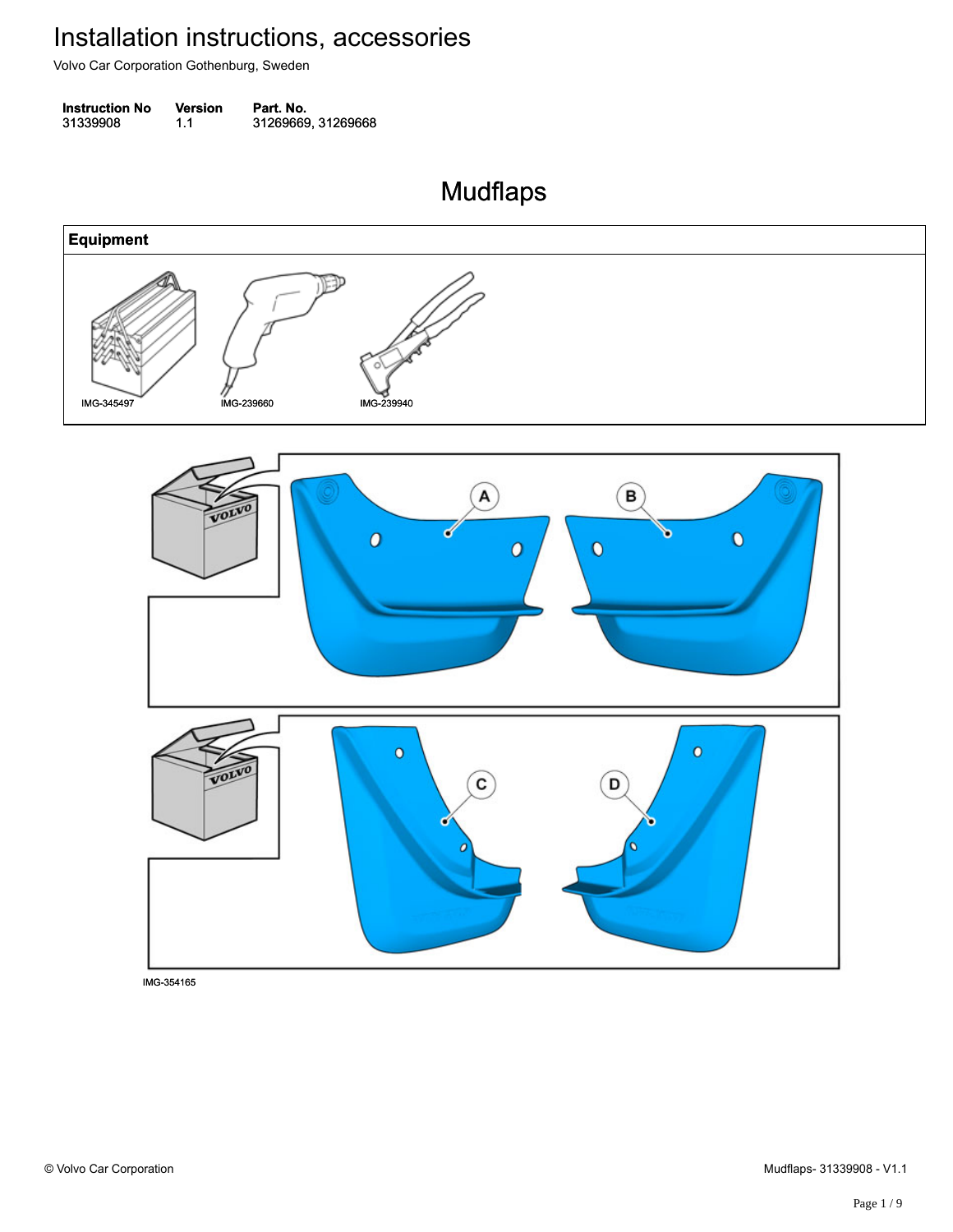# Installation instructions, accessories

Volvo Car Corporation Gothenburg, Sweden

| Instruction No | Version | Part. No. |
| --- | --- | --- |
| 31339908 | 1.1 | 31269669, 31269668 |

## Mudflaps

| Equipment |
| --- |
| IMG-345497 IMG-239660 IMG-239940 |

IMG-354165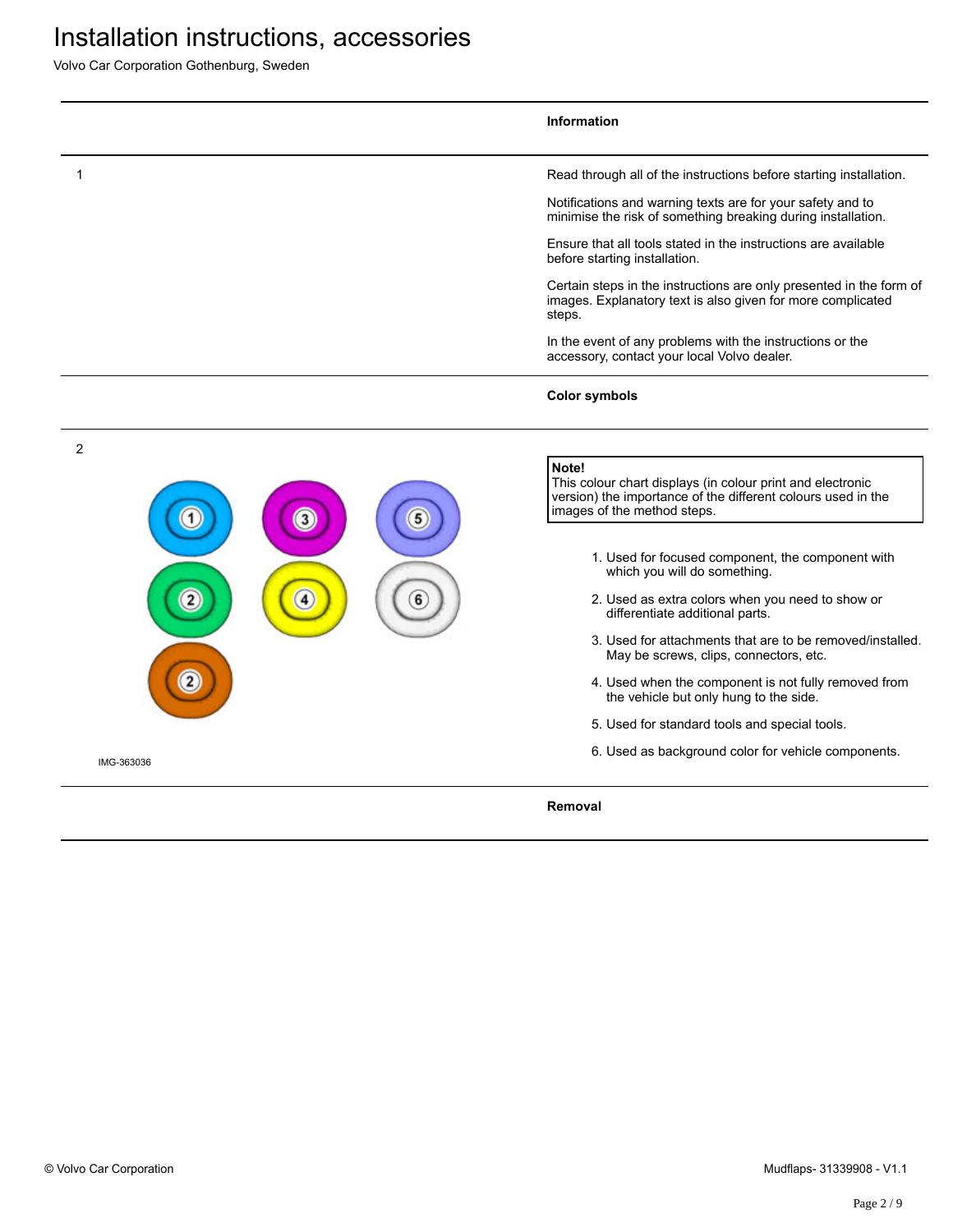# Installation instructions, accessories

Volvo Car Corporation Gothenburg, Sweden

**Information**

1

Read through all of the instructions before starting installation.

Notifications and warning texts are for your safety and to minimise the risk of something breaking during installation.

Ensure that all tools stated in the instructions are available before starting installation.

Certain steps in the instructions are only presented in the form of images. Explanatory text is also given for more complicated steps.

In the event of any problems with the instructions or the accessory, contact your local Volvo dealer.

**Color symbols**

2

IMG-363036

> **Note!**
> This colour chart displays (in colour print and electronic version) the importance of the different colours used in the images of the method steps.

1. Used for focused component, the component with which you will do something.
2. Used as extra colors when you need to show or differentiate additional parts.
3. Used for attachments that are to be removed/installed. May be screws, clips, connectors, etc.
4. Used when the component is not fully removed from the vehicle but only hung to the side.
5. Used for standard tools and special tools.
6. Used as background color for vehicle components.

**Removal**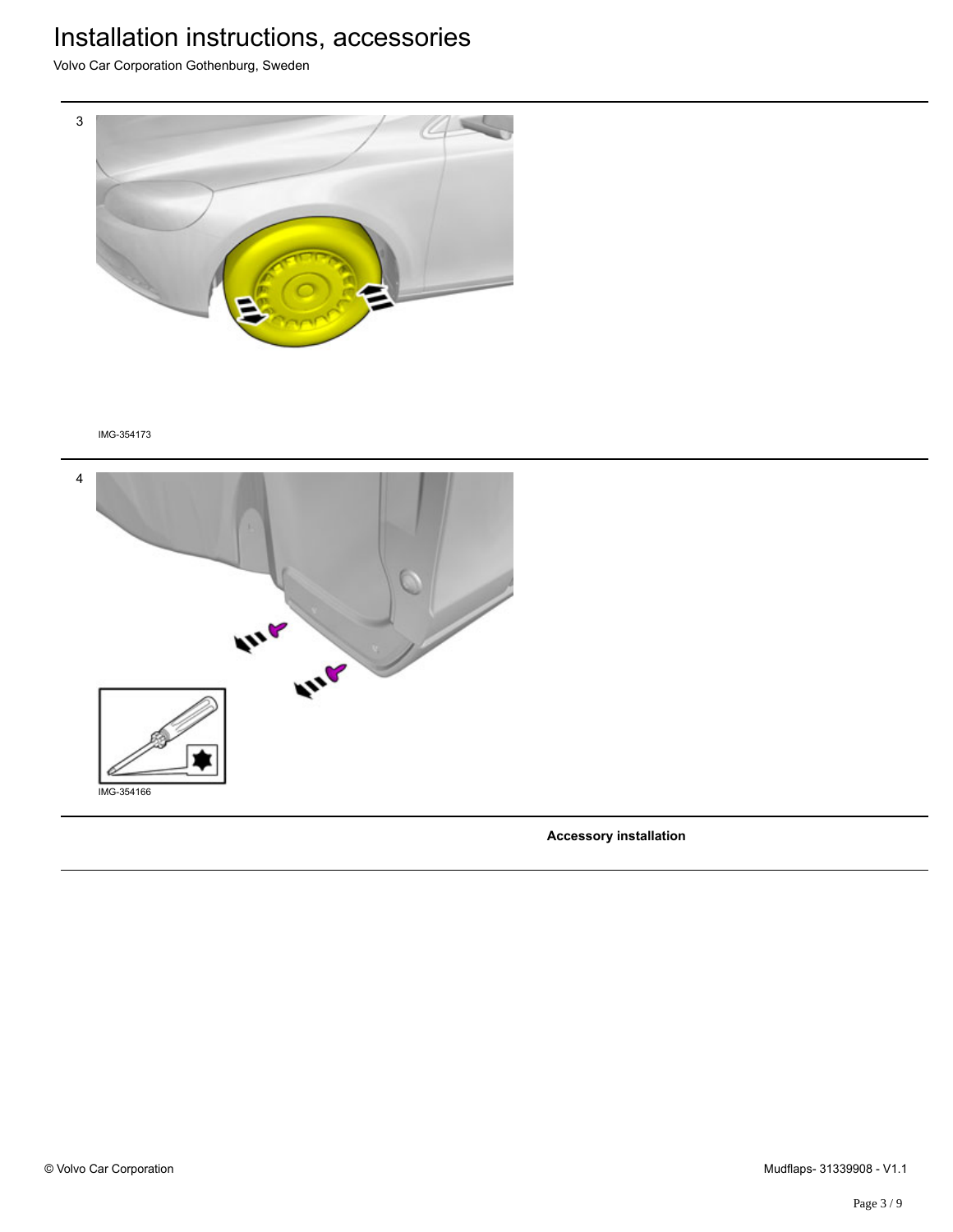# Installation instructions, accessories

Volvo Car Corporation Gothenburg, Sweden

3

IMG-354173

4

IMG-354166

**Accessory installation**

© Volvo Car Corporation

Mudflaps- 31339908 - V1.1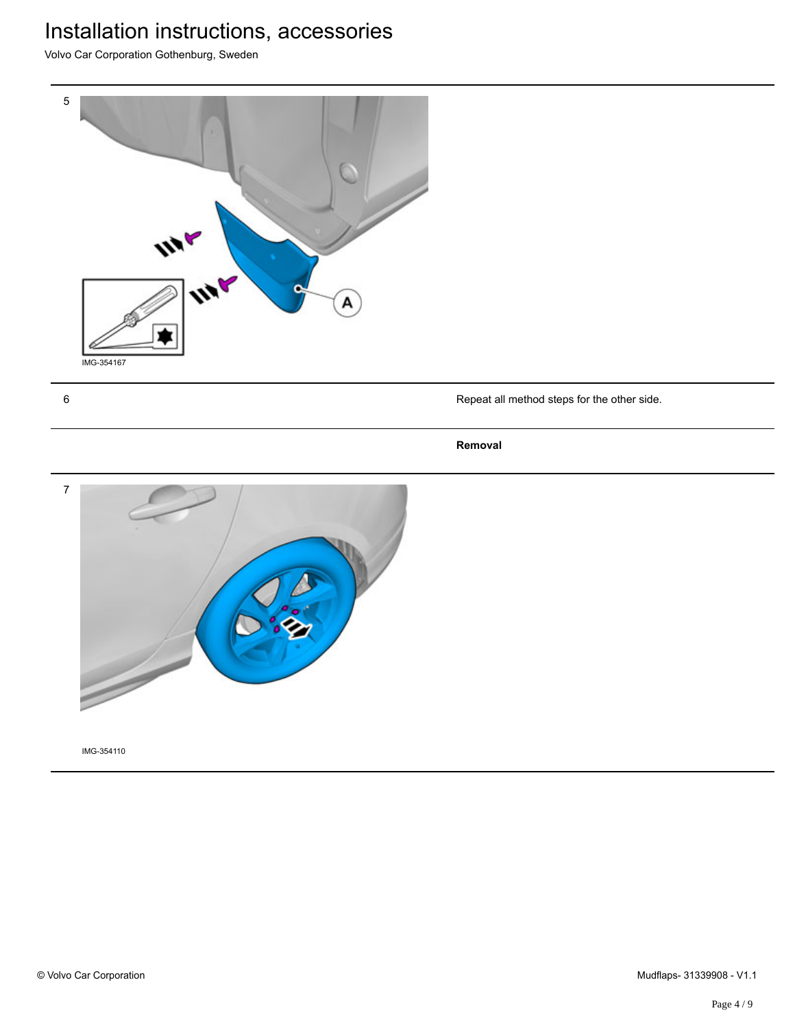5

IMG-354167

6

Repeat all method steps for the other side.

**Removal**

7

IMG-354110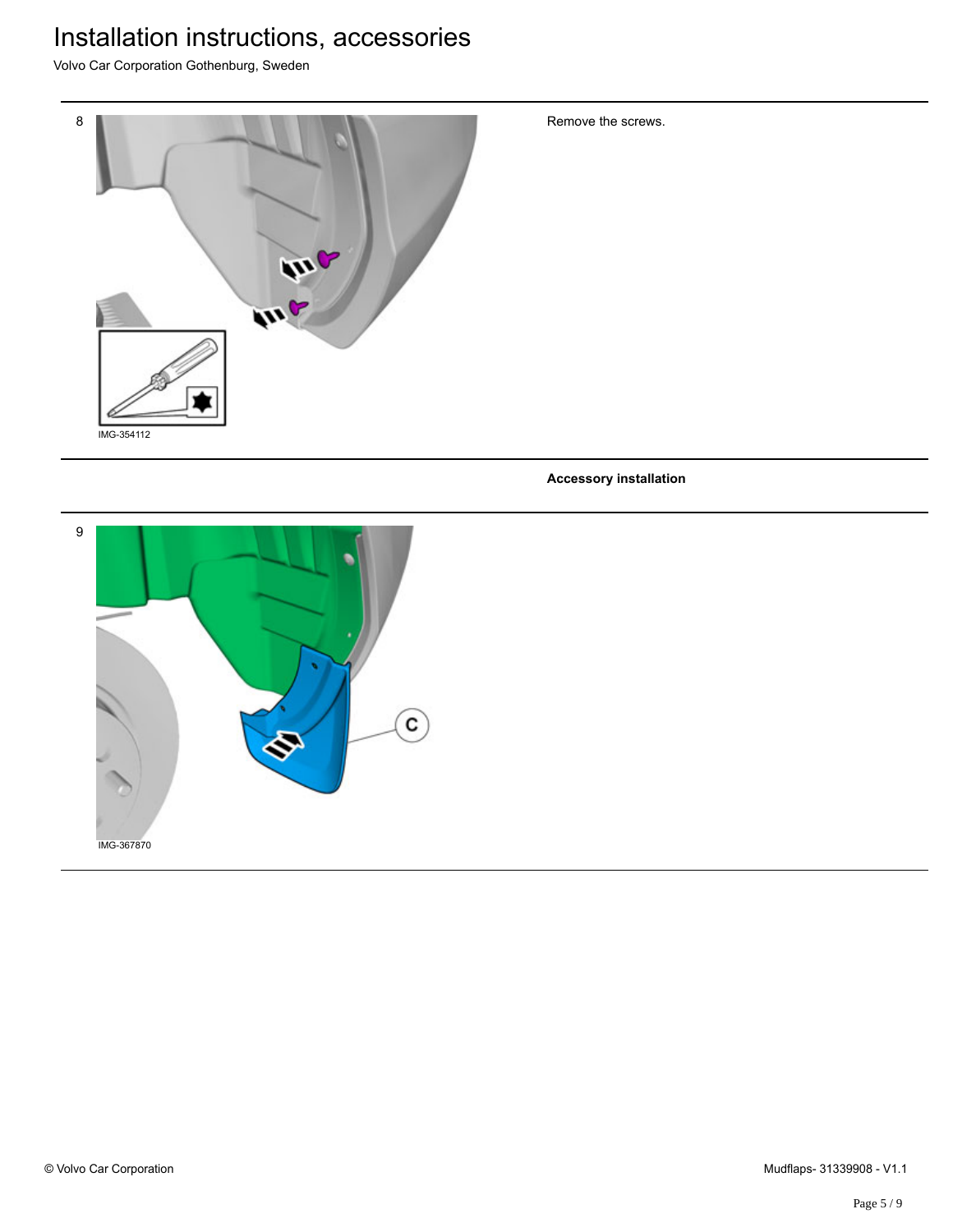8

IMG-354112

Remove the screws.

**Accessory installation**

9

IMG-367870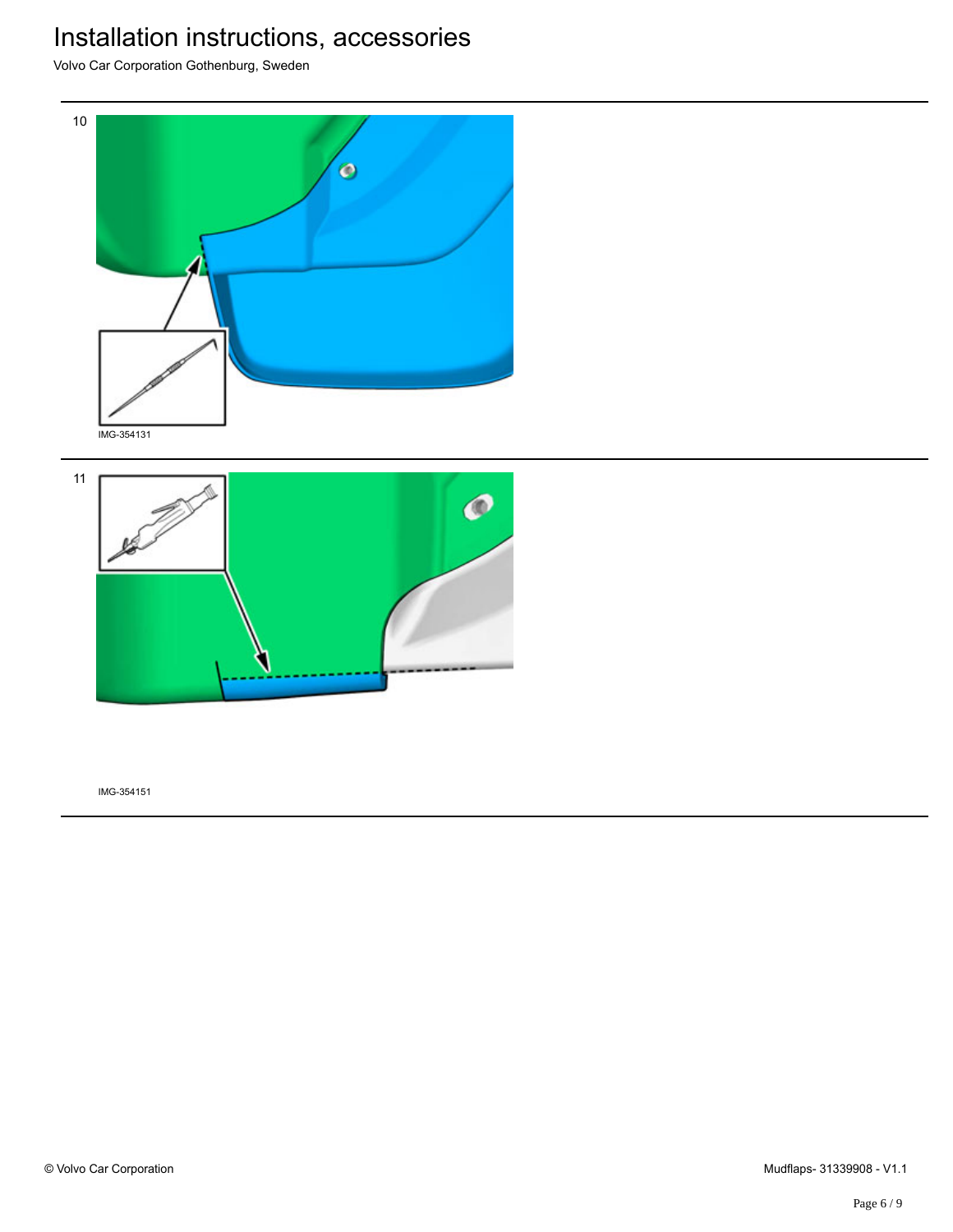10

IMG-354131

11

IMG-354151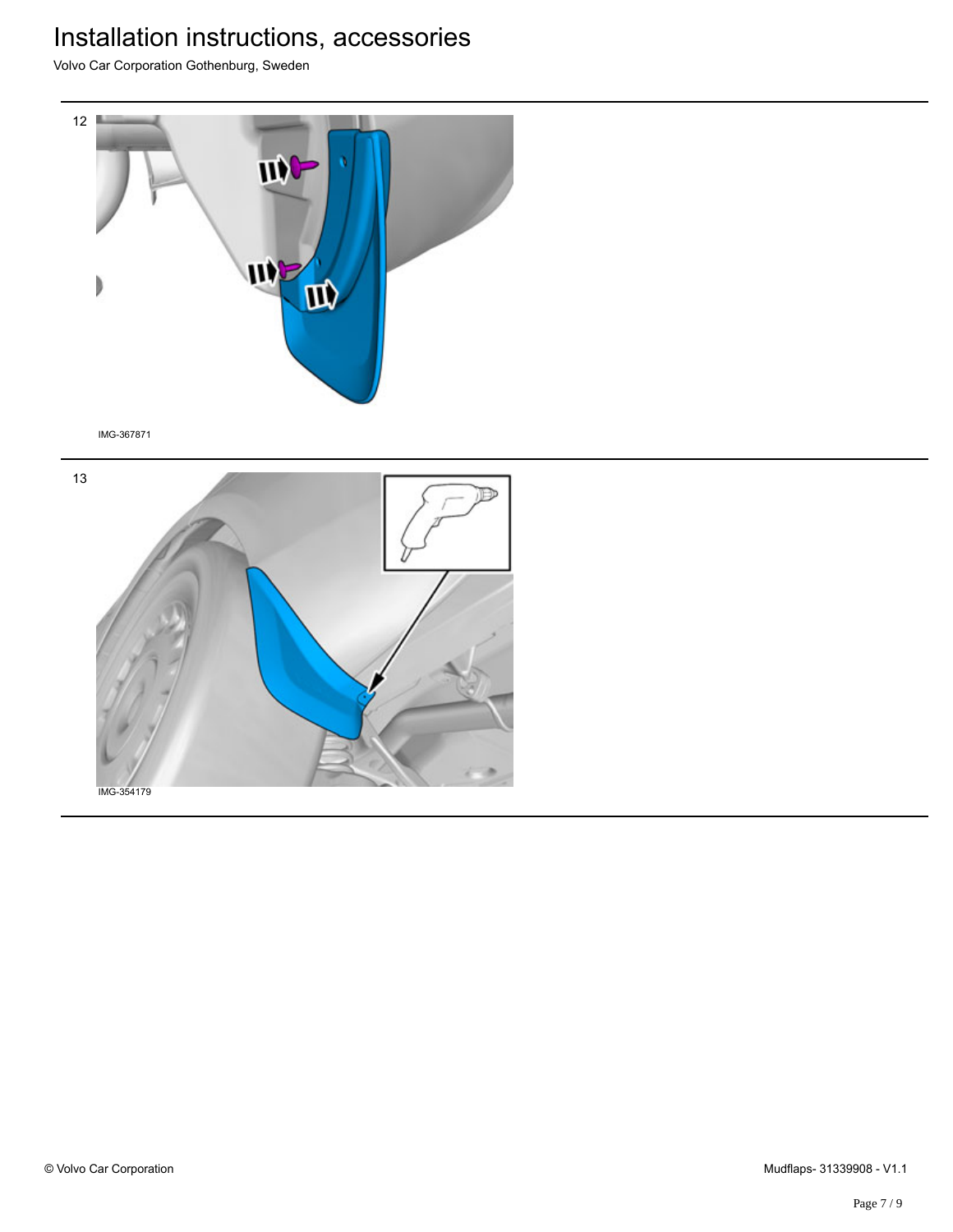# Installation instructions, accessories

Volvo Car Corporation Gothenburg, Sweden

12

IMG-367871

13

IMG-354179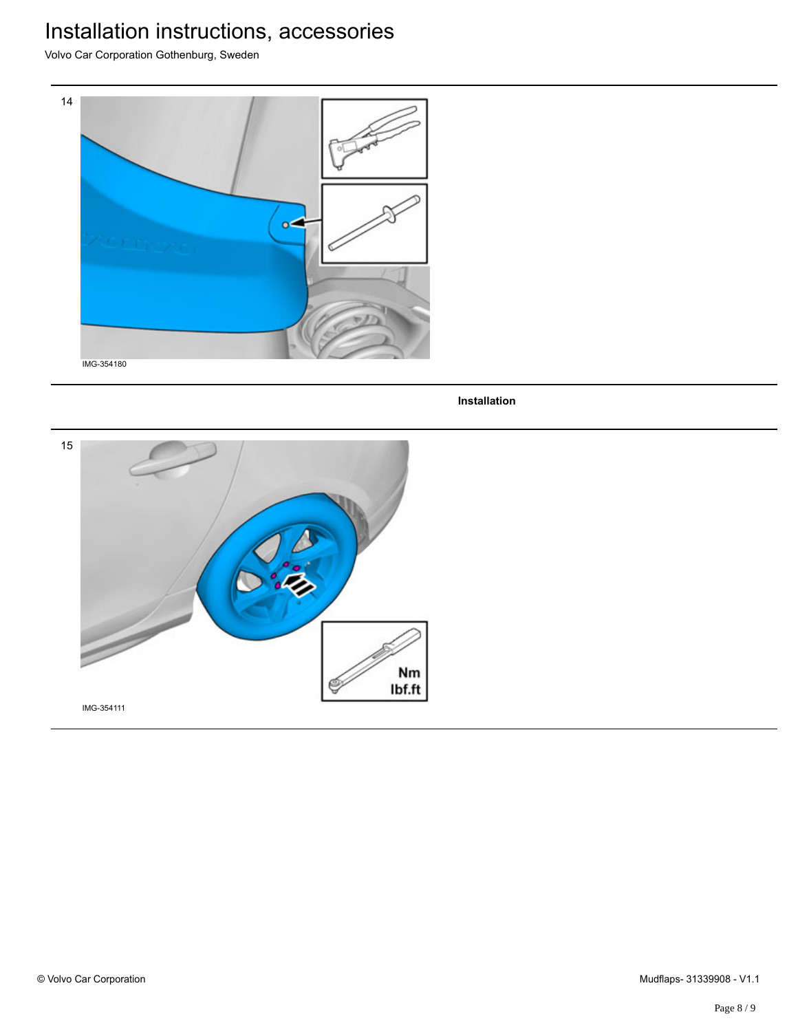14

IMG-354180

**Installation**

15

IMG-354111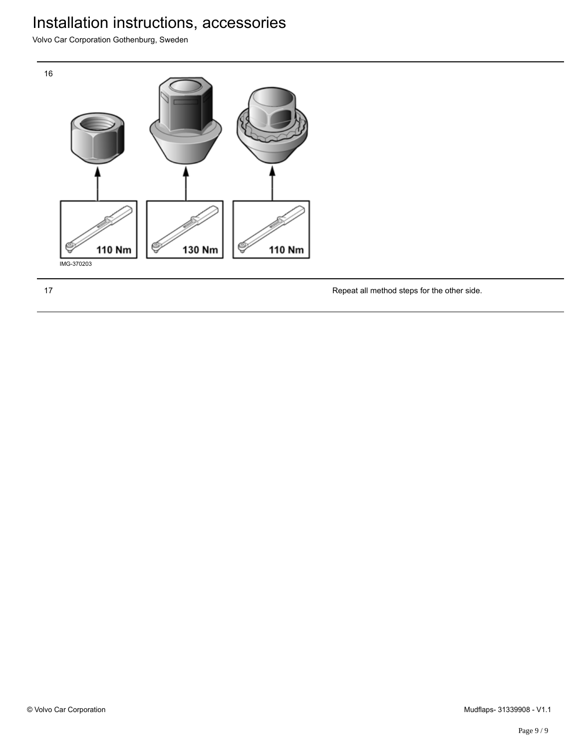16

110 Nm

130 Nm

110 Nm

IMG-370203

17

Repeat all method steps for the other side.